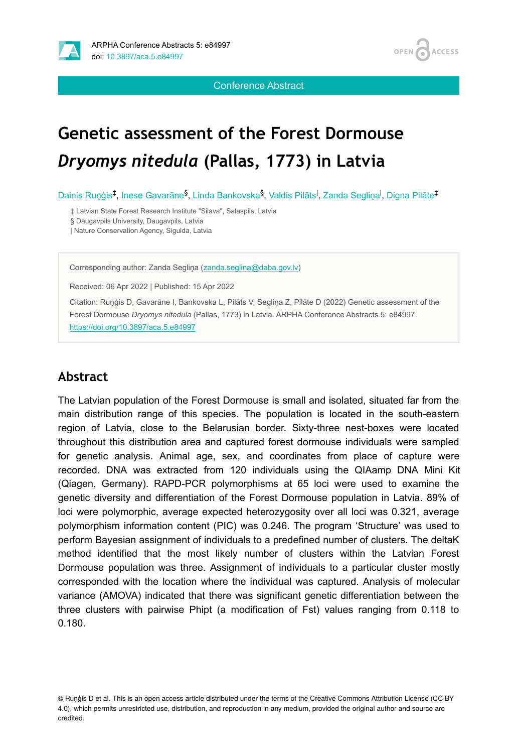ARPHA Conference Abstracts 5: e84997
doi: 10.3897/aca.5.e84997

Conference Abstract

# Genetic assessment of the Forest Dormouse *Dryomys nitedula* (Pallas, 1773) in Latvia

Dainis Ruņģis[‡], Inese Gavarāne[§], Linda Bankovska[§], Valdis Pilāts[|], Zanda Segliņa[|], Digna Pilāte[‡]

‡ Latvian State Forest Research Institute "Silava", Salaspils, Latvia
§ Daugavpils University, Daugavpils, Latvia
| Nature Conservation Agency, Sigulda, Latvia

Corresponding author: Zanda Segliņa (zanda.seglina@daba.gov.lv)

Received: 06 Apr 2022 | Published: 15 Apr 2022

Citation: Ruņģis D, Gavarāne I, Bankovska L, Pilāts V, Segliņa Z, Pilāte D (2022) Genetic assessment of the Forest Dormouse *Dryomys nitedula* (Pallas, 1773) in Latvia. ARPHA Conference Abstracts 5: e84997. https://doi.org/10.3897/aca.5.e84997

## Abstract

The Latvian population of the Forest Dormouse is small and isolated, situated far from the main distribution range of this species. The population is located in the south-eastern region of Latvia, close to the Belarusian border. Sixty-three nest-boxes were located throughout this distribution area and captured forest dormouse individuals were sampled for genetic analysis. Animal age, sex, and coordinates from place of capture were recorded. DNA was extracted from 120 individuals using the QIAamp DNA Mini Kit (Qiagen, Germany). RAPD-PCR polymorphisms at 65 loci were used to examine the genetic diversity and differentiation of the Forest Dormouse population in Latvia. 89% of loci were polymorphic, average expected heterozygosity over all loci was 0.321, average polymorphism information content (PIC) was 0.246. The program 'Structure' was used to perform Bayesian assignment of individuals to a predefined number of clusters. The deltaK method identified that the most likely number of clusters within the Latvian Forest Dormouse population was three. Assignment of individuals to a particular cluster mostly corresponded with the location where the individual was captured. Analysis of molecular variance (AMOVA) indicated that there was significant genetic differentiation between the three clusters with pairwise Phipt (a modification of Fst) values ranging from 0.118 to 0.180.

© Ruņģis D et al. This is an open access article distributed under the terms of the Creative Commons Attribution License (CC BY 4.0), which permits unrestricted use, distribution, and reproduction in any medium, provided the original author and source are credited.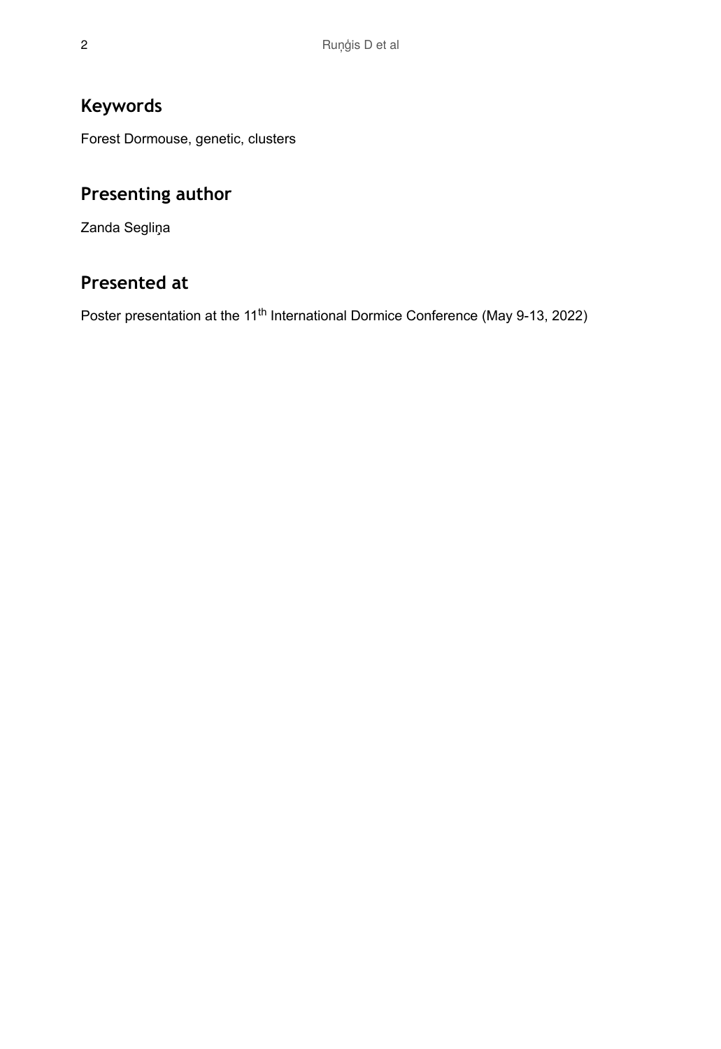## Keywords

Forest Dormouse, genetic, clusters

## Presenting author

Zanda Segliņa

## Presented at

Poster presentation at the 11$^{th}$ International Dormice Conference (May 9-13, 2022)